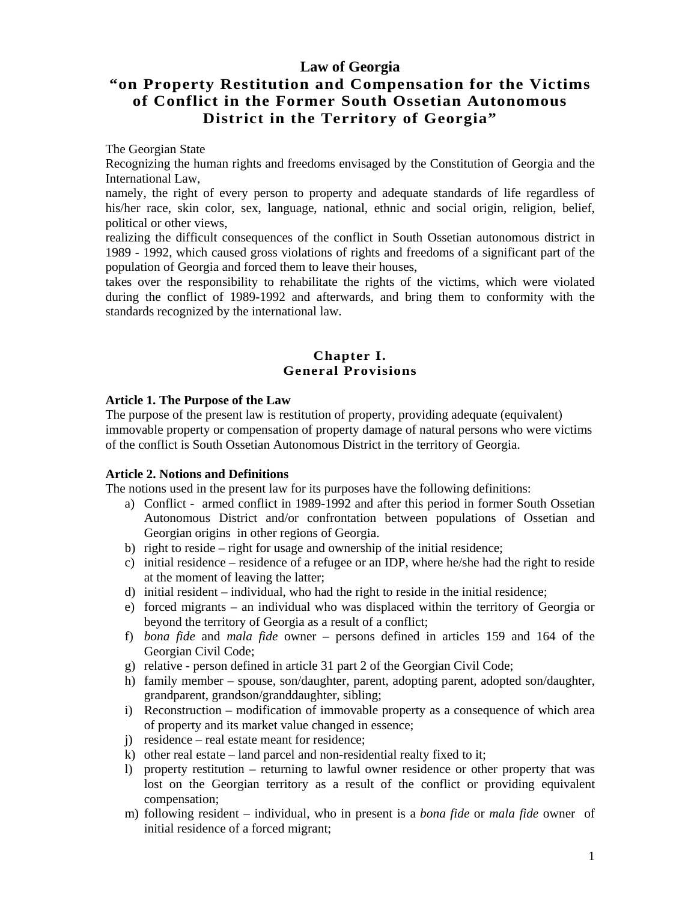# Law of Georgia

# "on Property Restitution and Compensation for the Victims of Conflict in the Former South Ossetian Autonomous District in the Territory of Georgia"

The Georgian State

Recognizing the human rights and freedoms envisaged by the Constitution of Georgia and the International Law,

namely, the right of every person to property and adequate standards of life regardless of his/her race, skin color, sex, language, national, ethnic and social origin, religion, belief, political or other views,

realizing the difficult consequences of the conflict in South Ossetian autonomous district in 1989 - 1992, which caused gross violations of rights and freedoms of a significant part of the population of Georgia and forced them to leave their houses,

takes over the responsibility to rehabilitate the rights of the victims, which were violated during the conflict of 1989-1992 and afterwards, and bring them to conformity with the standards recognized by the international law.

## Chapter I. General Provisions

**Article 1. The Purpose of the Law**

The purpose of the present law is restitution of property, providing adequate (equivalent) immovable property or compensation of property damage of natural persons who were victims of the conflict is South Ossetian Autonomous District in the territory of Georgia.

**Article 2. Notions and Definitions**

The notions used in the present law for its purposes have the following definitions:

a) Conflict - armed conflict in 1989-1992 and after this period in former South Ossetian Autonomous District and/or confrontation between populations of Ossetian and Georgian origins in other regions of Georgia.
b) right to reside – right for usage and ownership of the initial residence;
c) initial residence – residence of a refugee or an IDP, where he/she had the right to reside at the moment of leaving the latter;
d) initial resident – individual, who had the right to reside in the initial residence;
e) forced migrants – an individual who was displaced within the territory of Georgia or beyond the territory of Georgia as a result of a conflict;
f) *bona fide* and *mala fide* owner – persons defined in articles 159 and 164 of the Georgian Civil Code;
g) relative - person defined in article 31 part 2 of the Georgian Civil Code;
h) family member – spouse, son/daughter, parent, adopting parent, adopted son/daughter, grandparent, grandson/granddaughter, sibling;
i) Reconstruction – modification of immovable property as a consequence of which area of property and its market value changed in essence;
j) residence – real estate meant for residence;
k) other real estate – land parcel and non-residential realty fixed to it;
l) property restitution – returning to lawful owner residence or other property that was lost on the Georgian territory as a result of the conflict or providing equivalent compensation;
m) following resident – individual, who in present is a *bona fide* or *mala fide* owner of initial residence of a forced migrant;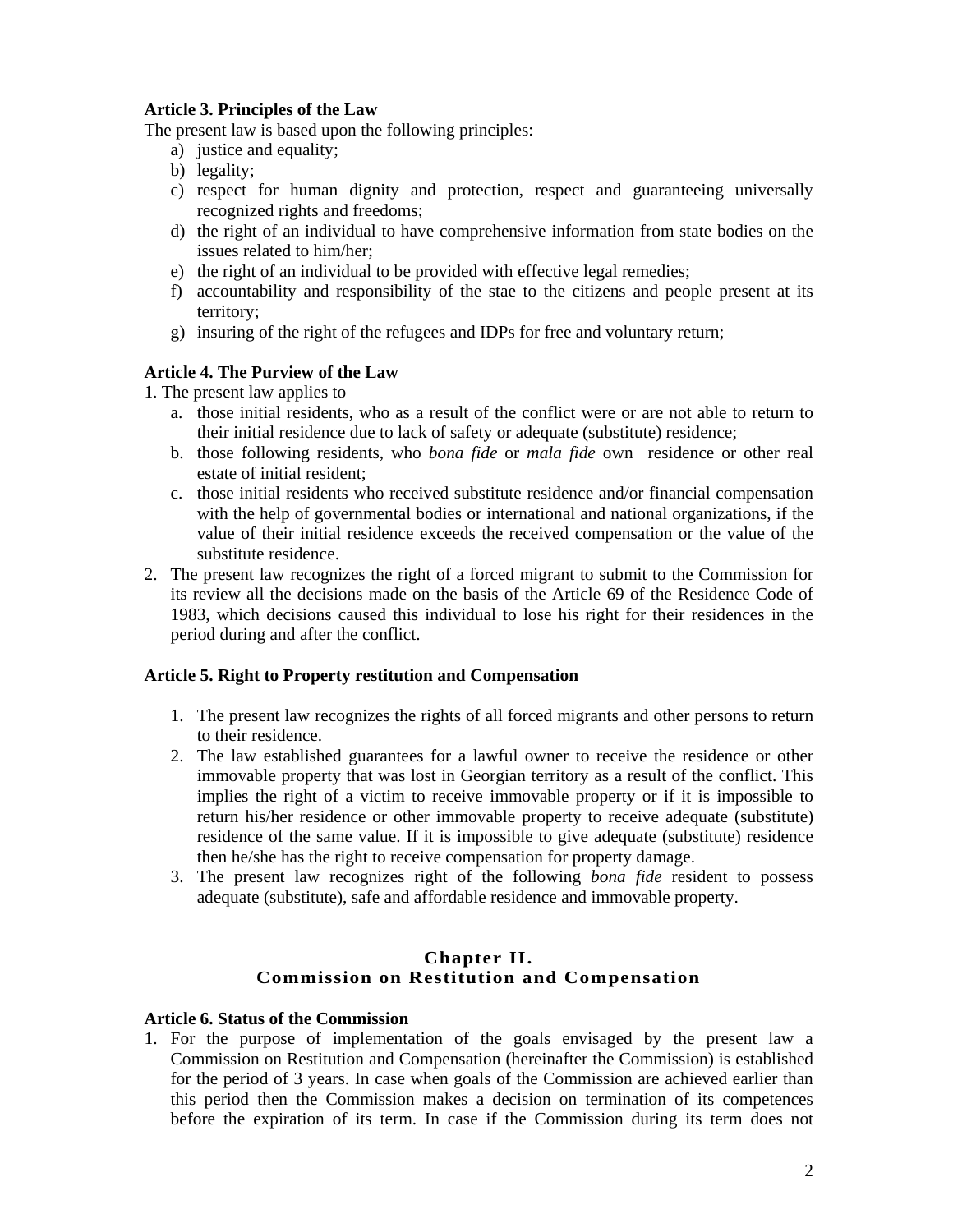**Article 3. Principles of the Law**

The present law is based upon the following principles:

a) justice and equality;
b) legality;
c) respect for human dignity and protection, respect and guaranteeing universally recognized rights and freedoms;
d) the right of an individual to have comprehensive information from state bodies on the issues related to him/her;
e) the right of an individual to be provided with effective legal remedies;
f) accountability and responsibility of the stae to the citizens and people present at its territory;
g) insuring of the right of the refugees and IDPs for free and voluntary return;

**Article 4. The Purview of the Law**

1. The present law applies to
   a. those initial residents, who as a result of the conflict were or are not able to return to their initial residence due to lack of safety or adequate (substitute) residence;
   b. those following residents, who *bona fide* or *mala fide* own residence or other real estate of initial resident;
   c. those initial residents who received substitute residence and/or financial compensation with the help of governmental bodies or international and national organizations, if the value of their initial residence exceeds the received compensation or the value of the substitute residence.
2. The present law recognizes the right of a forced migrant to submit to the Commission for its review all the decisions made on the basis of the Article 69 of the Residence Code of 1983, which decisions caused this individual to lose his right for their residences in the period during and after the conflict.

**Article 5. Right to Property restitution and Compensation**

1. The present law recognizes the rights of all forced migrants and other persons to return to their residence.
2. The law established guarantees for a lawful owner to receive the residence or other immovable property that was lost in Georgian territory as a result of the conflict. This implies the right of a victim to receive immovable property or if it is impossible to return his/her residence or other immovable property to receive adequate (substitute) residence of the same value. If it is impossible to give adequate (substitute) residence then he/she has the right to receive compensation for property damage.
3. The present law recognizes right of the following *bona fide* resident to possess adequate (substitute), safe and affordable residence and immovable property.

## Chapter II.
## Commission on Restitution and Compensation

**Article 6. Status of the Commission**

1. For the purpose of implementation of the goals envisaged by the present law a Commission on Restitution and Compensation (hereinafter the Commission) is established for the period of 3 years. In case when goals of the Commission are achieved earlier than this period then the Commission makes a decision on termination of its competences before the expiration of its term. In case if the Commission during its term does not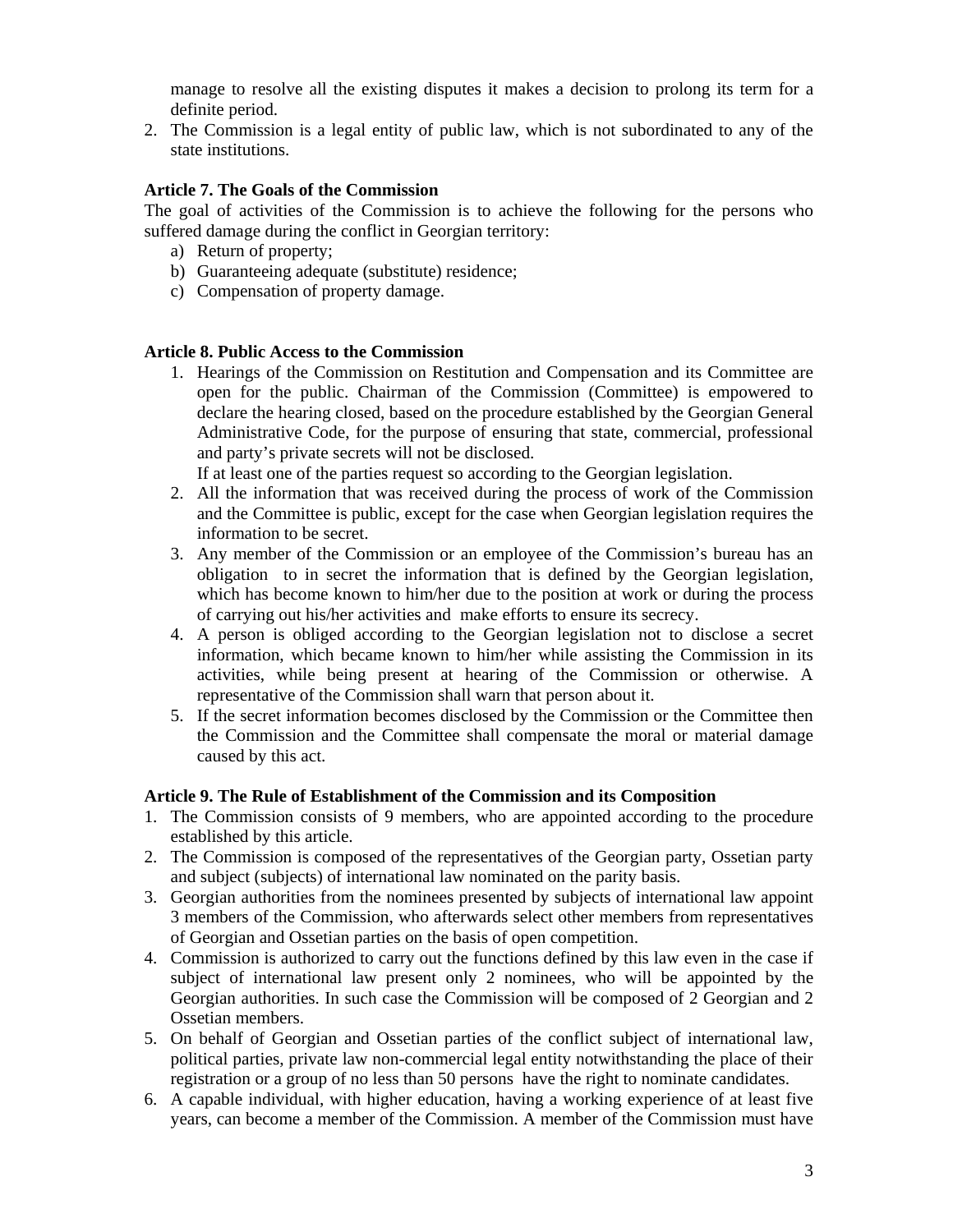manage to resolve all the existing disputes it makes a decision to prolong its term for a definite period.

2. The Commission is a legal entity of public law, which is not subordinated to any of the state institutions.

**Article 7. The Goals of the Commission**

The goal of activities of the Commission is to achieve the following for the persons who suffered damage during the conflict in Georgian territory:

a) Return of property;
b) Guaranteeing adequate (substitute) residence;
c) Compensation of property damage.

**Article 8. Public Access to the Commission**

1. Hearings of the Commission on Restitution and Compensation and its Committee are open for the public. Chairman of the Commission (Committee) is empowered to declare the hearing closed, based on the procedure established by the Georgian General Administrative Code, for the purpose of ensuring that state, commercial, professional and party's private secrets will not be disclosed.
   If at least one of the parties request so according to the Georgian legislation.
2. All the information that was received during the process of work of the Commission and the Committee is public, except for the case when Georgian legislation requires the information to be secret.
3. Any member of the Commission or an employee of the Commission's bureau has an obligation to in secret the information that is defined by the Georgian legislation, which has become known to him/her due to the position at work or during the process of carrying out his/her activities and make efforts to ensure its secrecy.
4. A person is obliged according to the Georgian legislation not to disclose a secret information, which became known to him/her while assisting the Commission in its activities, while being present at hearing of the Commission or otherwise. A representative of the Commission shall warn that person about it.
5. If the secret information becomes disclosed by the Commission or the Committee then the Commission and the Committee shall compensate the moral or material damage caused by this act.

**Article 9. The Rule of Establishment of the Commission and its Composition**

1. The Commission consists of 9 members, who are appointed according to the procedure established by this article.
2. The Commission is composed of the representatives of the Georgian party, Ossetian party and subject (subjects) of international law nominated on the parity basis.
3. Georgian authorities from the nominees presented by subjects of international law appoint 3 members of the Commission, who afterwards select other members from representatives of Georgian and Ossetian parties on the basis of open competition.
4. Commission is authorized to carry out the functions defined by this law even in the case if subject of international law present only 2 nominees, who will be appointed by the Georgian authorities. In such case the Commission will be composed of 2 Georgian and 2 Ossetian members.
5. On behalf of Georgian and Ossetian parties of the conflict subject of international law, political parties, private law non-commercial legal entity notwithstanding the place of their registration or a group of no less than 50 persons have the right to nominate candidates.
6. A capable individual, with higher education, having a working experience of at least five years, can become a member of the Commission. A member of the Commission must have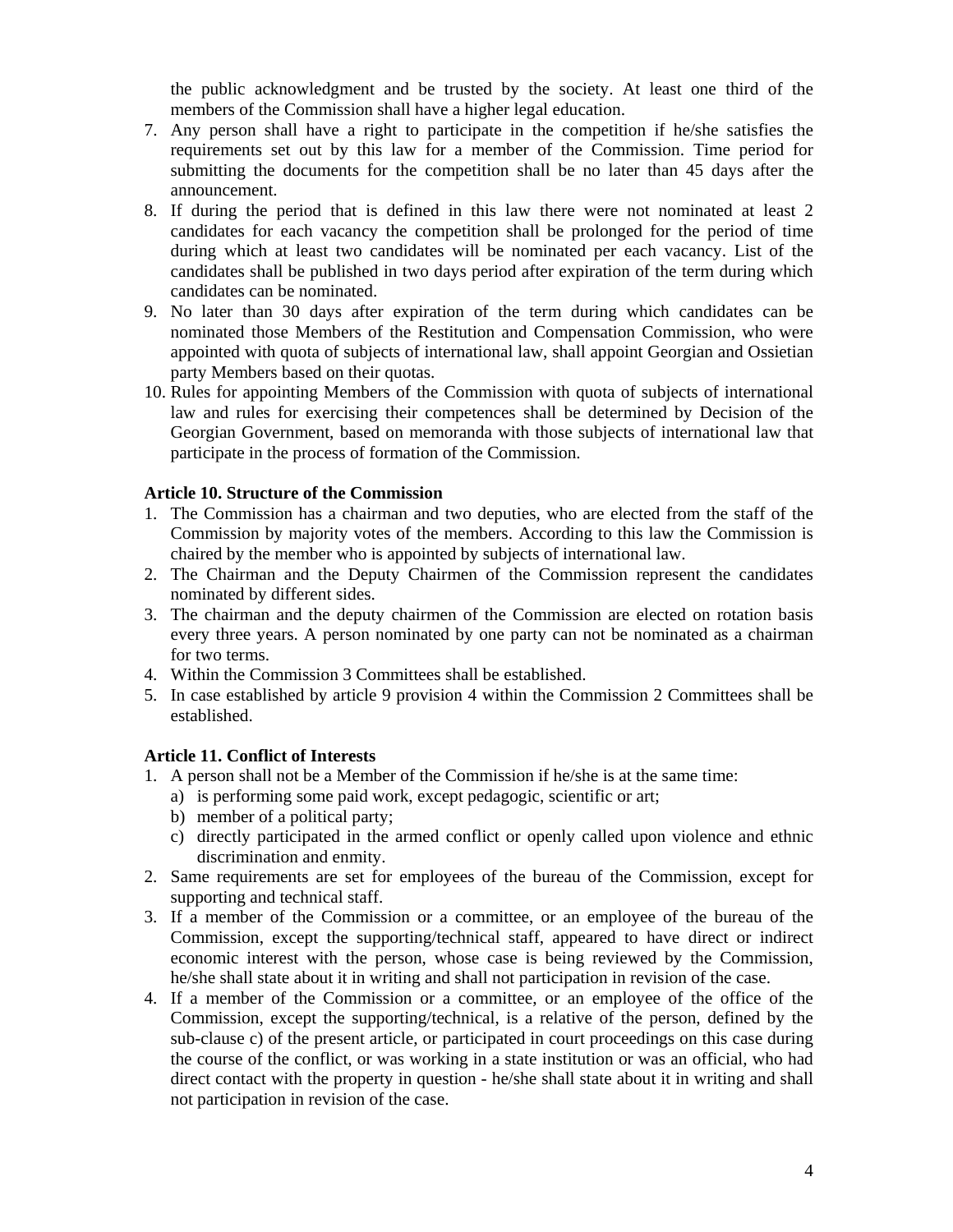the public acknowledgment and be trusted by the society. At least one third of the members of the Commission shall have a higher legal education.

7. Any person shall have a right to participate in the competition if he/she satisfies the requirements set out by this law for a member of the Commission. Time period for submitting the documents for the competition shall be no later than 45 days after the announcement.
8. If during the period that is defined in this law there were not nominated at least 2 candidates for each vacancy the competition shall be prolonged for the period of time during which at least two candidates will be nominated per each vacancy. List of the candidates shall be published in two days period after expiration of the term during which candidates can be nominated.
9. No later than 30 days after expiration of the term during which candidates can be nominated those Members of the Restitution and Compensation Commission, who were appointed with quota of subjects of international law, shall appoint Georgian and Ossietian party Members based on their quotas.
10. Rules for appointing Members of the Commission with quota of subjects of international law and rules for exercising their competences shall be determined by Decision of the Georgian Government, based on memoranda with those subjects of international law that participate in the process of formation of the Commission.

**Article 10. Structure of the Commission**

1. The Commission has a chairman and two deputies, who are elected from the staff of the Commission by majority votes of the members. According to this law the Commission is chaired by the member who is appointed by subjects of international law.
2. The Chairman and the Deputy Chairmen of the Commission represent the candidates nominated by different sides.
3. The chairman and the deputy chairmen of the Commission are elected on rotation basis every three years. A person nominated by one party can not be nominated as a chairman for two terms.
4. Within the Commission 3 Committees shall be established.
5. In case established by article 9 provision 4 within the Commission 2 Committees shall be established.

**Article 11. Conflict of Interests**

1. A person shall not be a Member of the Commission if he/she is at the same time:
   a) is performing some paid work, except pedagogic, scientific or art;
   b) member of a political party;
   c) directly participated in the armed conflict or openly called upon violence and ethnic discrimination and enmity.
2. Same requirements are set for employees of the bureau of the Commission, except for supporting and technical staff.
3. If a member of the Commission or a committee, or an employee of the bureau of the Commission, except the supporting/technical staff, appeared to have direct or indirect economic interest with the person, whose case is being reviewed by the Commission, he/she shall state about it in writing and shall not participation in revision of the case.
4. If a member of the Commission or a committee, or an employee of the office of the Commission, except the supporting/technical, is a relative of the person, defined by the sub-clause c) of the present article, or participated in court proceedings on this case during the course of the conflict, or was working in a state institution or was an official, who had direct contact with the property in question - he/she shall state about it in writing and shall not participation in revision of the case.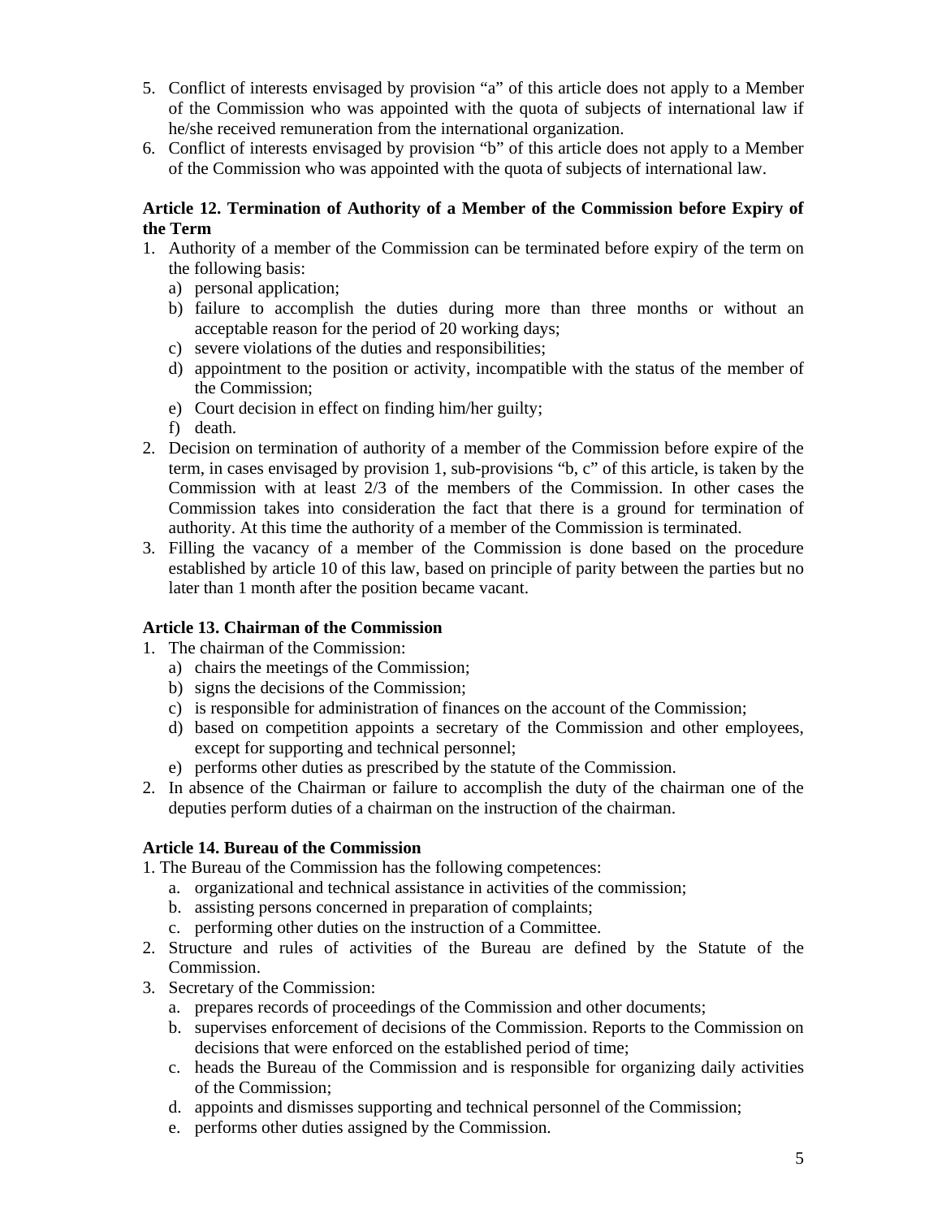5. Conflict of interests envisaged by provision "a" of this article does not apply to a Member of the Commission who was appointed with the quota of subjects of international law if he/she received remuneration from the international organization.
6. Conflict of interests envisaged by provision "b" of this article does not apply to a Member of the Commission who was appointed with the quota of subjects of international law.

**Article 12. Termination of Authority of a Member of the Commission before Expiry of the Term**

1. Authority of a member of the Commission can be terminated before expiry of the term on the following basis:
   a) personal application;
   b) failure to accomplish the duties during more than three months or without an acceptable reason for the period of 20 working days;
   c) severe violations of the duties and responsibilities;
   d) appointment to the position or activity, incompatible with the status of the member of the Commission;
   e) Court decision in effect on finding him/her guilty;
   f) death.
2. Decision on termination of authority of a member of the Commission before expire of the term, in cases envisaged by provision 1, sub-provisions "b, c" of this article, is taken by the Commission with at least 2/3 of the members of the Commission. In other cases the Commission takes into consideration the fact that there is a ground for termination of authority. At this time the authority of a member of the Commission is terminated.
3. Filling the vacancy of a member of the Commission is done based on the procedure established by article 10 of this law, based on principle of parity between the parties but no later than 1 month after the position became vacant.

**Article 13. Chairman of the Commission**

1. The chairman of the Commission:
   a) chairs the meetings of the Commission;
   b) signs the decisions of the Commission;
   c) is responsible for administration of finances on the account of the Commission;
   d) based on competition appoints a secretary of the Commission and other employees, except for supporting and technical personnel;
   e) performs other duties as prescribed by the statute of the Commission.
2. In absence of the Chairman or failure to accomplish the duty of the chairman one of the deputies perform duties of a chairman on the instruction of the chairman.

**Article 14. Bureau of the Commission**

1. The Bureau of the Commission has the following competences:
   a. organizational and technical assistance in activities of the commission;
   b. assisting persons concerned in preparation of complaints;
   c. performing other duties on the instruction of a Committee.
2. Structure and rules of activities of the Bureau are defined by the Statute of the Commission.
3. Secretary of the Commission:
   a. prepares records of proceedings of the Commission and other documents;
   b. supervises enforcement of decisions of the Commission. Reports to the Commission on decisions that were enforced on the established period of time;
   c. heads the Bureau of the Commission and is responsible for organizing daily activities of the Commission;
   d. appoints and dismisses supporting and technical personnel of the Commission;
   e. performs other duties assigned by the Commission.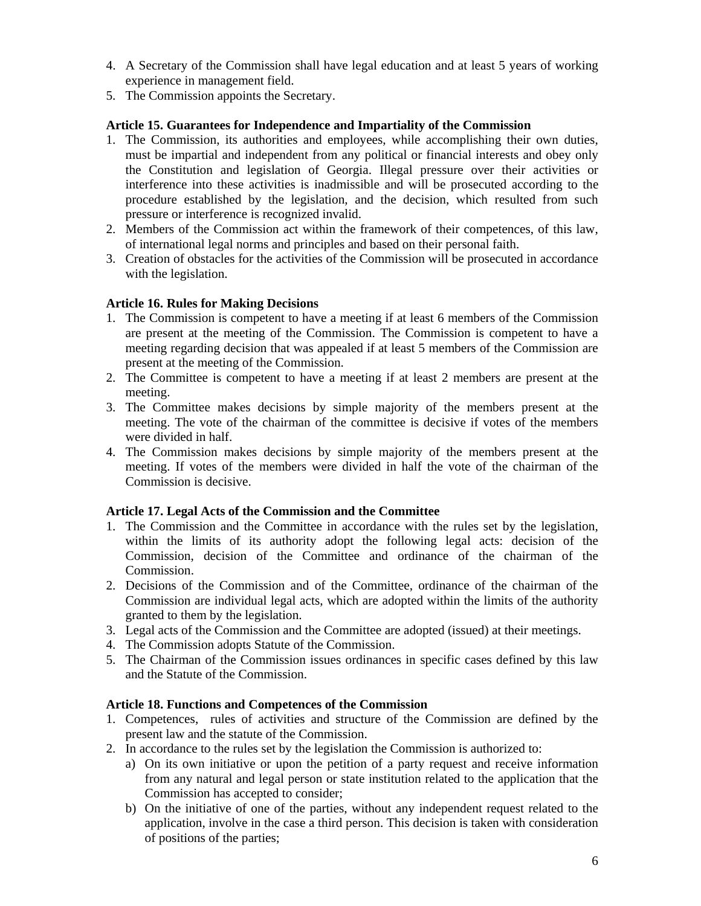4. A Secretary of the Commission shall have legal education and at least 5 years of working experience in management field.
5. The Commission appoints the Secretary.

**Article 15. Guarantees for Independence and Impartiality of the Commission**

1. The Commission, its authorities and employees, while accomplishing their own duties, must be impartial and independent from any political or financial interests and obey only the Constitution and legislation of Georgia. Illegal pressure over their activities or interference into these activities is inadmissible and will be prosecuted according to the procedure established by the legislation, and the decision, which resulted from such pressure or interference is recognized invalid.
2. Members of the Commission act within the framework of their competences, of this law, of international legal norms and principles and based on their personal faith.
3. Creation of obstacles for the activities of the Commission will be prosecuted in accordance with the legislation.

**Article 16. Rules for Making Decisions**

1. The Commission is competent to have a meeting if at least 6 members of the Commission are present at the meeting of the Commission. The Commission is competent to have a meeting regarding decision that was appealed if at least 5 members of the Commission are present at the meeting of the Commission.
2. The Committee is competent to have a meeting if at least 2 members are present at the meeting.
3. The Committee makes decisions by simple majority of the members present at the meeting. The vote of the chairman of the committee is decisive if votes of the members were divided in half.
4. The Commission makes decisions by simple majority of the members present at the meeting. If votes of the members were divided in half the vote of the chairman of the Commission is decisive.

**Article 17. Legal Acts of the Commission and the Committee**

1. The Commission and the Committee in accordance with the rules set by the legislation, within the limits of its authority adopt the following legal acts: decision of the Commission, decision of the Committee and ordinance of the chairman of the Commission.
2. Decisions of the Commission and of the Committee, ordinance of the chairman of the Commission are individual legal acts, which are adopted within the limits of the authority granted to them by the legislation.
3. Legal acts of the Commission and the Committee are adopted (issued) at their meetings.
4. The Commission adopts Statute of the Commission.
5. The Chairman of the Commission issues ordinances in specific cases defined by this law and the Statute of the Commission.

**Article 18. Functions and Competences of the Commission**

1. Competences, rules of activities and structure of the Commission are defined by the present law and the statute of the Commission.
2. In accordance to the rules set by the legislation the Commission is authorized to:
   a) On its own initiative or upon the petition of a party request and receive information from any natural and legal person or state institution related to the application that the Commission has accepted to consider;
   b) On the initiative of one of the parties, without any independent request related to the application, involve in the case a third person. This decision is taken with consideration of positions of the parties;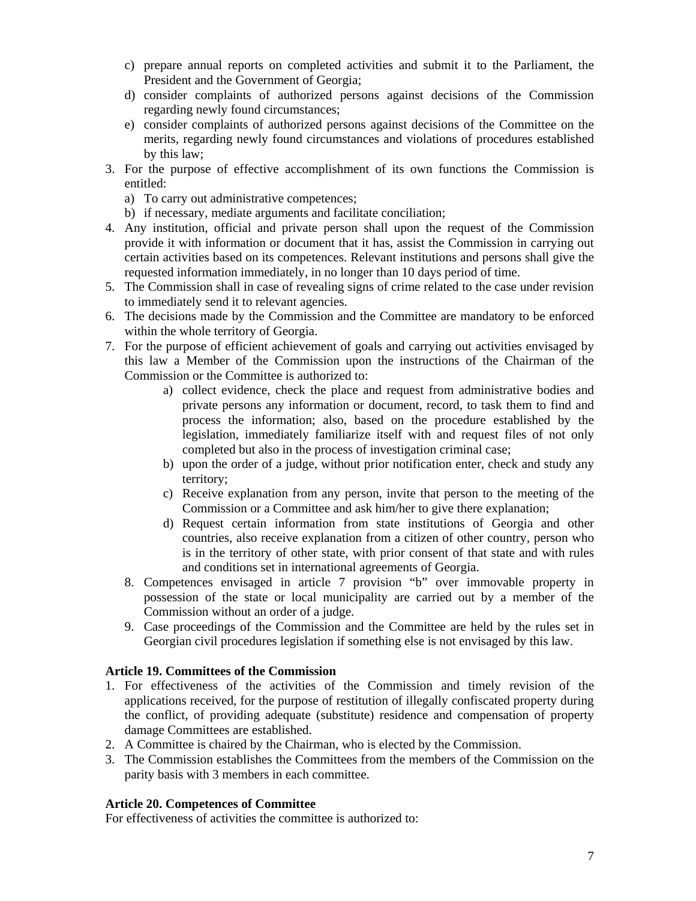c) prepare annual reports on completed activities and submit it to the Parliament, the President and the Government of Georgia;
d) consider complaints of authorized persons against decisions of the Commission regarding newly found circumstances;
e) consider complaints of authorized persons against decisions of the Committee on the merits, regarding newly found circumstances and violations of procedures established by this law;

3. For the purpose of effective accomplishment of its own functions the Commission is entitled:
   a) To carry out administrative competences;
   b) if necessary, mediate arguments and facilitate conciliation;
4. Any institution, official and private person shall upon the request of the Commission provide it with information or document that it has, assist the Commission in carrying out certain activities based on its competences. Relevant institutions and persons shall give the requested information immediately, in no longer than 10 days period of time.
5. The Commission shall in case of revealing signs of crime related to the case under revision to immediately send it to relevant agencies.
6. The decisions made by the Commission and the Committee are mandatory to be enforced within the whole territory of Georgia.
7. For the purpose of efficient achievement of goals and carrying out activities envisaged by this law a Member of the Commission upon the instructions of the Chairman of the Commission or the Committee is authorized to:
   a) collect evidence, check the place and request from administrative bodies and private persons any information or document, record, to task them to find and process the information; also, based on the procedure established by the legislation, immediately familiarize itself with and request files of not only completed but also in the process of investigation criminal case;
   b) upon the order of a judge, without prior notification enter, check and study any territory;
   c) Receive explanation from any person, invite that person to the meeting of the Commission or a Committee and ask him/her to give there explanation;
   d) Request certain information from state institutions of Georgia and other countries, also receive explanation from a citizen of other country, person who is in the territory of other state, with prior consent of that state and with rules and conditions set in international agreements of Georgia.
8. Competences envisaged in article 7 provision "b" over immovable property in possession of the state or local municipality are carried out by a member of the Commission without an order of a judge.
9. Case proceedings of the Commission and the Committee are held by the rules set in Georgian civil procedures legislation if something else is not envisaged by this law.

**Article 19. Committees of the Commission**

1. For effectiveness of the activities of the Commission and timely revision of the applications received, for the purpose of restitution of illegally confiscated property during the conflict, of providing adequate (substitute) residence and compensation of property damage Committees are established.
2. A Committee is chaired by the Chairman, who is elected by the Commission.
3. The Commission establishes the Committees from the members of the Commission on the parity basis with 3 members in each committee.

**Article 20. Competences of Committee**

For effectiveness of activities the committee is authorized to: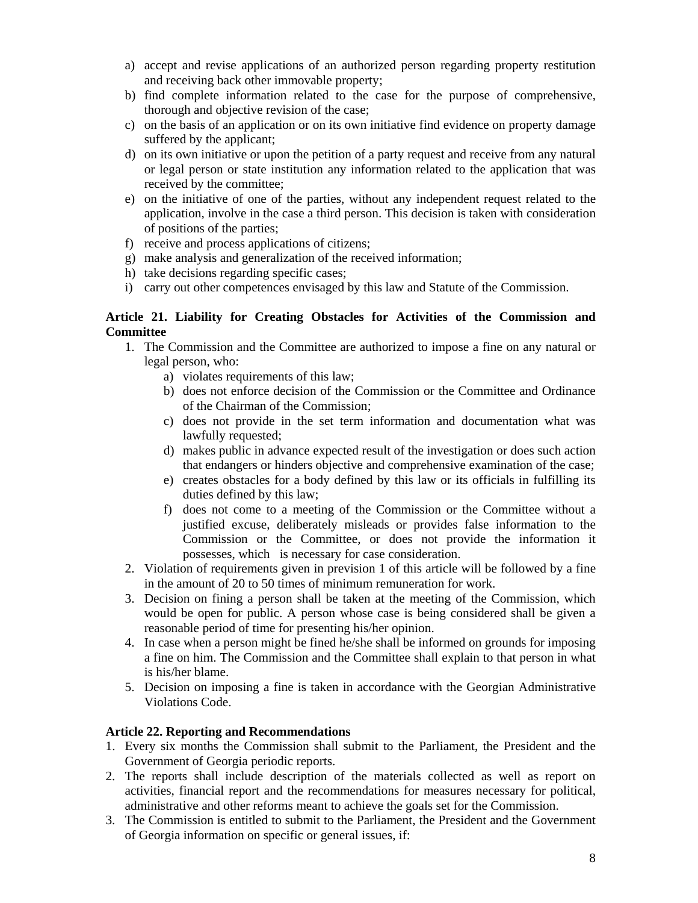a) accept and revise applications of an authorized person regarding property restitution and receiving back other immovable property;
b) find complete information related to the case for the purpose of comprehensive, thorough and objective revision of the case;
c) on the basis of an application or on its own initiative find evidence on property damage suffered by the applicant;
d) on its own initiative or upon the petition of a party request and receive from any natural or legal person or state institution any information related to the application that was received by the committee;
e) on the initiative of one of the parties, without any independent request related to the application, involve in the case a third person. This decision is taken with consideration of positions of the parties;
f) receive and process applications of citizens;
g) make analysis and generalization of the received information;
h) take decisions regarding specific cases;
i) carry out other competences envisaged by this law and Statute of the Commission.

**Article 21. Liability for Creating Obstacles for Activities of the Commission and Committee**

1. The Commission and the Committee are authorized to impose a fine on any natural or legal person, who:
   a) violates requirements of this law;
   b) does not enforce decision of the Commission or the Committee and Ordinance of the Chairman of the Commission;
   c) does not provide in the set term information and documentation what was lawfully requested;
   d) makes public in advance expected result of the investigation or does such action that endangers or hinders objective and comprehensive examination of the case;
   e) creates obstacles for a body defined by this law or its officials in fulfilling its duties defined by this law;
   f) does not come to a meeting of the Commission or the Committee without a justified excuse, deliberately misleads or provides false information to the Commission or the Committee, or does not provide the information it possesses, which is necessary for case consideration.
2. Violation of requirements given in prevision 1 of this article will be followed by a fine in the amount of 20 to 50 times of minimum remuneration for work.
3. Decision on fining a person shall be taken at the meeting of the Commission, which would be open for public. A person whose case is being considered shall be given a reasonable period of time for presenting his/her opinion.
4. In case when a person might be fined he/she shall be informed on grounds for imposing a fine on him. The Commission and the Committee shall explain to that person in what is his/her blame.
5. Decision on imposing a fine is taken in accordance with the Georgian Administrative Violations Code.

**Article 22. Reporting and Recommendations**

1. Every six months the Commission shall submit to the Parliament, the President and the Government of Georgia periodic reports.
2. The reports shall include description of the materials collected as well as report on activities, financial report and the recommendations for measures necessary for political, administrative and other reforms meant to achieve the goals set for the Commission.
3. The Commission is entitled to submit to the Parliament, the President and the Government of Georgia information on specific or general issues, if: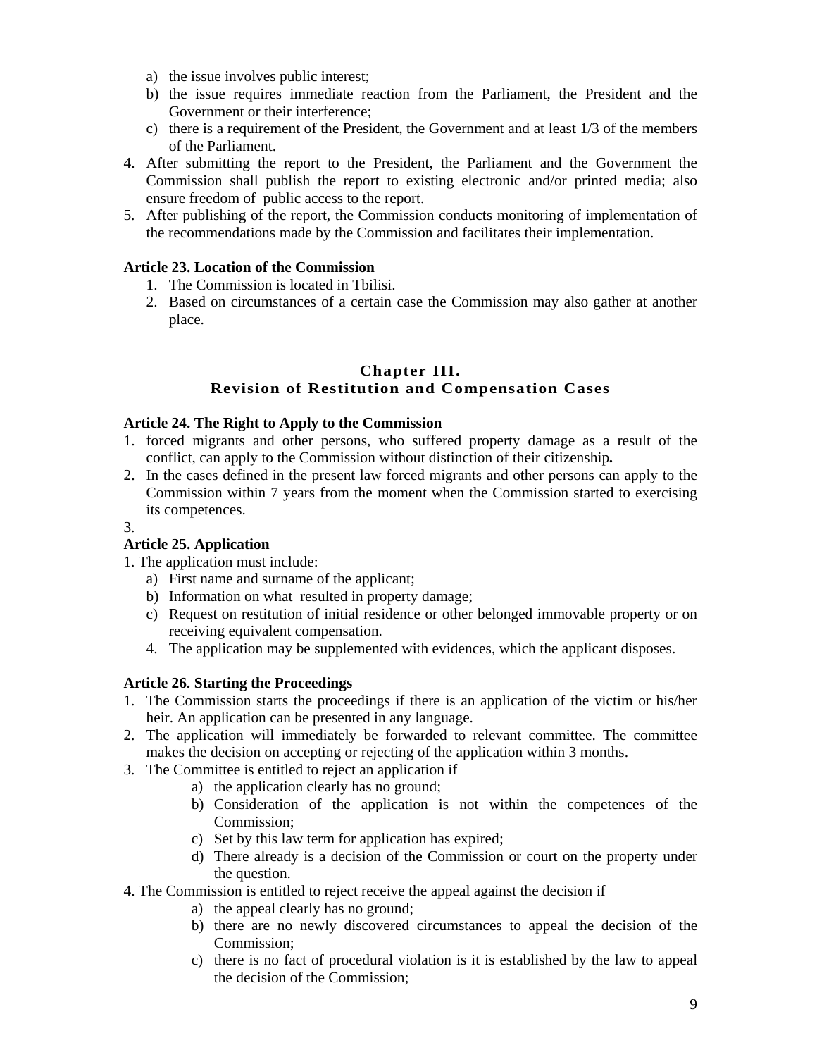a) the issue involves public interest;
b) the issue requires immediate reaction from the Parliament, the President and the Government or their interference;
c) there is a requirement of the President, the Government and at least 1/3 of the members of the Parliament.

4. After submitting the report to the President, the Parliament and the Government the Commission shall publish the report to existing electronic and/or printed media; also ensure freedom of public access to the report.
5. After publishing of the report, the Commission conducts monitoring of implementation of the recommendations made by the Commission and facilitates their implementation.

**Article 23. Location of the Commission**

1. The Commission is located in Tbilisi.
2. Based on circumstances of a certain case the Commission may also gather at another place.

## Chapter III.
## Revision of Restitution and Compensation Cases

**Article 24. The Right to Apply to the Commission**

1. forced migrants and other persons, who suffered property damage as a result of the conflict, can apply to the Commission without distinction of their citizenship**.**
2. In the cases defined in the present law forced migrants and other persons can apply to the Commission within 7 years from the moment when the Commission started to exercising its competences.
3.

**Article 25. Application**

1. The application must include:
   a) First name and surname of the applicant;
   b) Information on what resulted in property damage;
   c) Request on restitution of initial residence or other belonged immovable property or on receiving equivalent compensation.
   4. The application may be supplemented with evidences, which the applicant disposes.

**Article 26. Starting the Proceedings**

1. The Commission starts the proceedings if there is an application of the victim or his/her heir. An application can be presented in any language.
2. The application will immediately be forwarded to relevant committee. The committee makes the decision on accepting or rejecting of the application within 3 months.
3. The Committee is entitled to reject an application if
   a) the application clearly has no ground;
   b) Consideration of the application is not within the competences of the Commission;
   c) Set by this law term for application has expired;
   d) There already is a decision of the Commission or court on the property under the question.

4. The Commission is entitled to reject receive the appeal against the decision if
   a) the appeal clearly has no ground;
   b) there are no newly discovered circumstances to appeal the decision of the Commission;
   c) there is no fact of procedural violation is it is established by the law to appeal the decision of the Commission;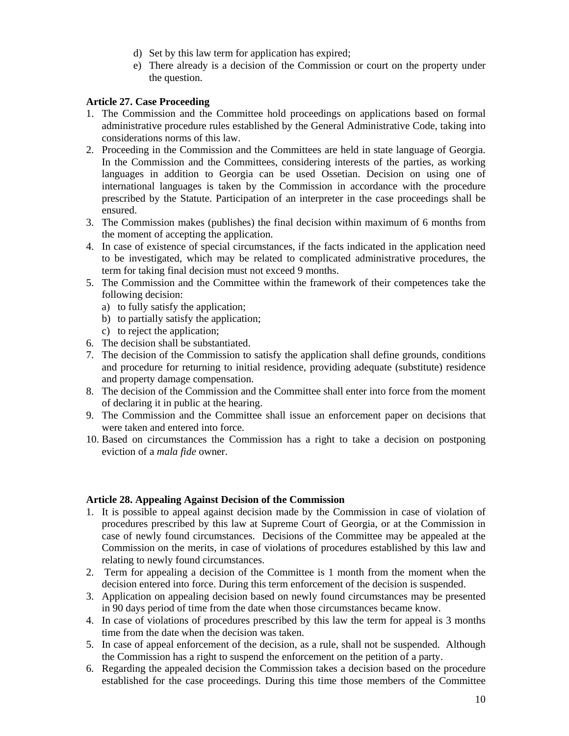d) Set by this law term for application has expired;
e) There already is a decision of the Commission or court on the property under the question.

**Article 27. Case Proceeding**

1. The Commission and the Committee hold proceedings on applications based on formal administrative procedure rules established by the General Administrative Code, taking into considerations norms of this law.
2. Proceeding in the Commission and the Committees are held in state language of Georgia. In the Commission and the Committees, considering interests of the parties, as working languages in addition to Georgia can be used Ossetian. Decision on using one of international languages is taken by the Commission in accordance with the procedure prescribed by the Statute. Participation of an interpreter in the case proceedings shall be ensured.
3. The Commission makes (publishes) the final decision within maximum of 6 months from the moment of accepting the application.
4. In case of existence of special circumstances, if the facts indicated in the application need to be investigated, which may be related to complicated administrative procedures, the term for taking final decision must not exceed 9 months.
5. The Commission and the Committee within the framework of their competences take the following decision:
   a) to fully satisfy the application;
   b) to partially satisfy the application;
   c) to reject the application;
6. The decision shall be substantiated.
7. The decision of the Commission to satisfy the application shall define grounds, conditions and procedure for returning to initial residence, providing adequate (substitute) residence and property damage compensation.
8. The decision of the Commission and the Committee shall enter into force from the moment of declaring it in public at the hearing.
9. The Commission and the Committee shall issue an enforcement paper on decisions that were taken and entered into force.
10. Based on circumstances the Commission has a right to take a decision on postponing eviction of a *mala fide* owner.

**Article 28. Appealing Against Decision of the Commission**

1. It is possible to appeal against decision made by the Commission in case of violation of procedures prescribed by this law at Supreme Court of Georgia, or at the Commission in case of newly found circumstances. Decisions of the Committee may be appealed at the Commission on the merits, in case of violations of procedures established by this law and relating to newly found circumstances.
2. Term for appealing a decision of the Committee is 1 month from the moment when the decision entered into force. During this term enforcement of the decision is suspended.
3. Application on appealing decision based on newly found circumstances may be presented in 90 days period of time from the date when those circumstances became know.
4. In case of violations of procedures prescribed by this law the term for appeal is 3 months time from the date when the decision was taken.
5. In case of appeal enforcement of the decision, as a rule, shall not be suspended. Although the Commission has a right to suspend the enforcement on the petition of a party.
6. Regarding the appealed decision the Commission takes a decision based on the procedure established for the case proceedings. During this time those members of the Committee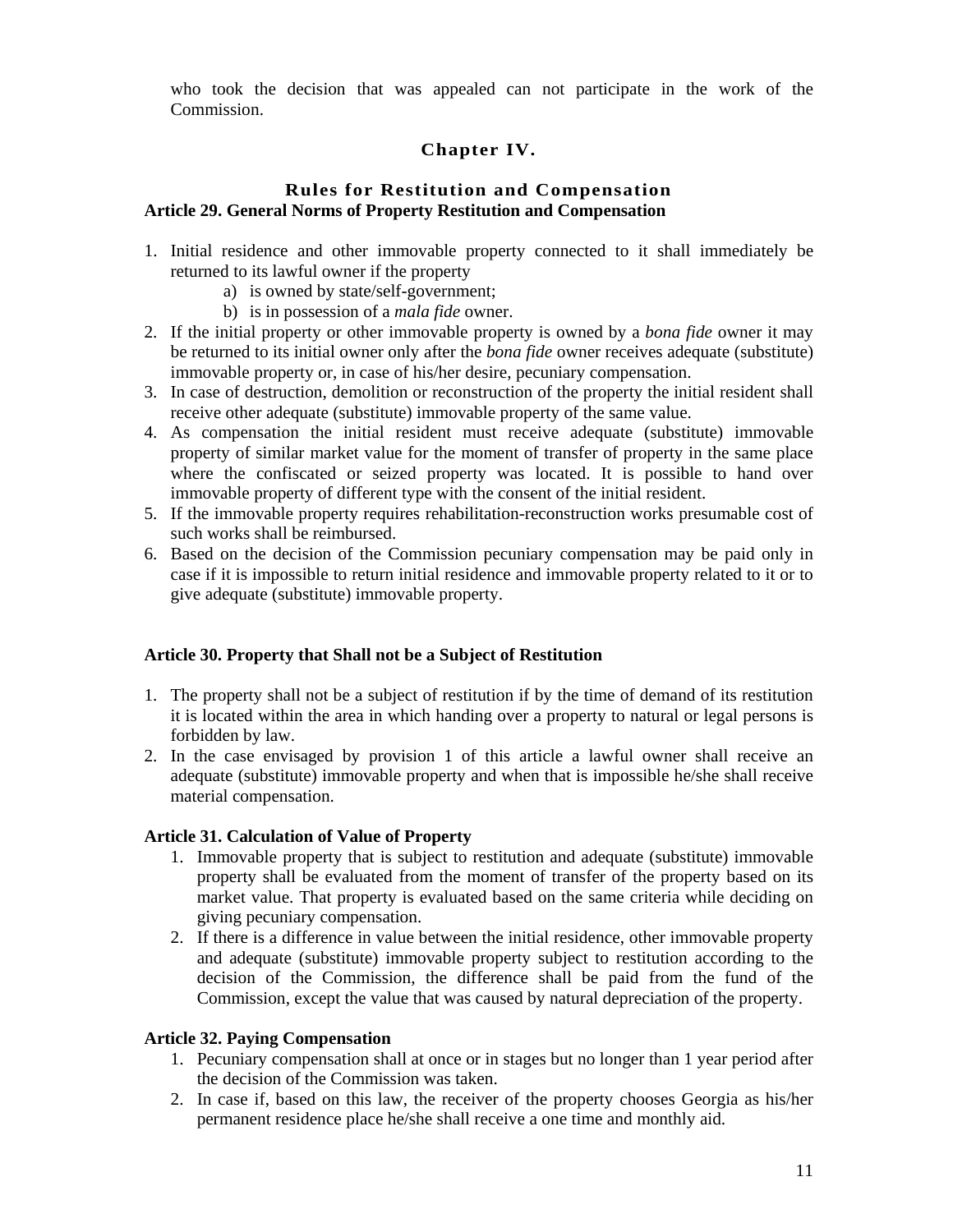who took the decision that was appealed can not participate in the work of the Commission.

## Chapter IV.

## Rules for Restitution and Compensation

### Article 29. General Norms of Property Restitution and Compensation

1. Initial residence and other immovable property connected to it shall immediately be returned to its lawful owner if the property
   a) is owned by state/self-government;
   b) is in possession of a *mala fide* owner.
2. If the initial property or other immovable property is owned by a *bona fide* owner it may be returned to its initial owner only after the *bona fide* owner receives adequate (substitute) immovable property or, in case of his/her desire, pecuniary compensation.
3. In case of destruction, demolition or reconstruction of the property the initial resident shall receive other adequate (substitute) immovable property of the same value.
4. As compensation the initial resident must receive adequate (substitute) immovable property of similar market value for the moment of transfer of property in the same place where the confiscated or seized property was located. It is possible to hand over immovable property of different type with the consent of the initial resident.
5. If the immovable property requires rehabilitation-reconstruction works presumable cost of such works shall be reimbursed.
6. Based on the decision of the Commission pecuniary compensation may be paid only in case if it is impossible to return initial residence and immovable property related to it or to give adequate (substitute) immovable property.

### Article 30. Property that Shall not be a Subject of Restitution

1. The property shall not be a subject of restitution if by the time of demand of its restitution it is located within the area in which handing over a property to natural or legal persons is forbidden by law.
2. In the case envisaged by provision 1 of this article a lawful owner shall receive an adequate (substitute) immovable property and when that is impossible he/she shall receive material compensation.

### Article 31. Calculation of Value of Property

1. Immovable property that is subject to restitution and adequate (substitute) immovable property shall be evaluated from the moment of transfer of the property based on its market value. That property is evaluated based on the same criteria while deciding on giving pecuniary compensation.
2. If there is a difference in value between the initial residence, other immovable property and adequate (substitute) immovable property subject to restitution according to the decision of the Commission, the difference shall be paid from the fund of the Commission, except the value that was caused by natural depreciation of the property.

### Article 32. Paying Compensation

1. Pecuniary compensation shall at once or in stages but no longer than 1 year period after the decision of the Commission was taken.
2. In case if, based on this law, the receiver of the property chooses Georgia as his/her permanent residence place he/she shall receive a one time and monthly aid.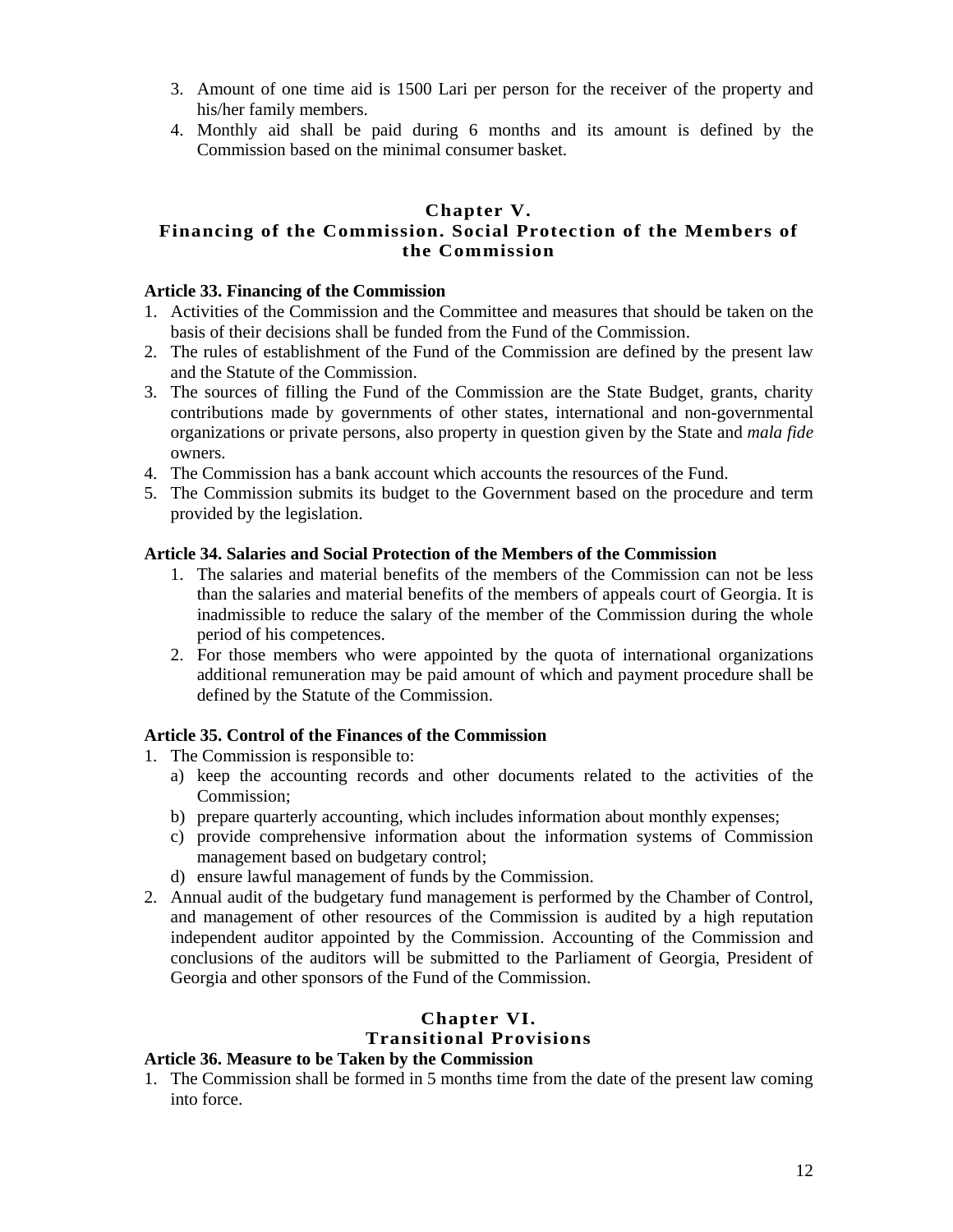3. Amount of one time aid is 1500 Lari per person for the receiver of the property and his/her family members.
4. Monthly aid shall be paid during 6 months and its amount is defined by the Commission based on the minimal consumer basket.

## Chapter V.
## Financing of the Commission. Social Protection of the Members of the Commission

**Article 33. Financing of the Commission**

1. Activities of the Commission and the Committee and measures that should be taken on the basis of their decisions shall be funded from the Fund of the Commission.
2. The rules of establishment of the Fund of the Commission are defined by the present law and the Statute of the Commission.
3. The sources of filling the Fund of the Commission are the State Budget, grants, charity contributions made by governments of other states, international and non-governmental organizations or private persons, also property in question given by the State and *mala fide* owners.
4. The Commission has a bank account which accounts the resources of the Fund.
5. The Commission submits its budget to the Government based on the procedure and term provided by the legislation.

**Article 34. Salaries and Social Protection of the Members of the Commission**

1. The salaries and material benefits of the members of the Commission can not be less than the salaries and material benefits of the members of appeals court of Georgia. It is inadmissible to reduce the salary of the member of the Commission during the whole period of his competences.
2. For those members who were appointed by the quota of international organizations additional remuneration may be paid amount of which and payment procedure shall be defined by the Statute of the Commission.

**Article 35. Control of the Finances of the Commission**

1. The Commission is responsible to:
   a) keep the accounting records and other documents related to the activities of the Commission;
   b) prepare quarterly accounting, which includes information about monthly expenses;
   c) provide comprehensive information about the information systems of Commission management based on budgetary control;
   d) ensure lawful management of funds by the Commission.
2. Annual audit of the budgetary fund management is performed by the Chamber of Control, and management of other resources of the Commission is audited by a high reputation independent auditor appointed by the Commission. Accounting of the Commission and conclusions of the auditors will be submitted to the Parliament of Georgia, President of Georgia and other sponsors of the Fund of the Commission.

## Chapter VI.
## Transitional Provisions

**Article 36. Measure to be Taken by the Commission**

1. The Commission shall be formed in 5 months time from the date of the present law coming into force.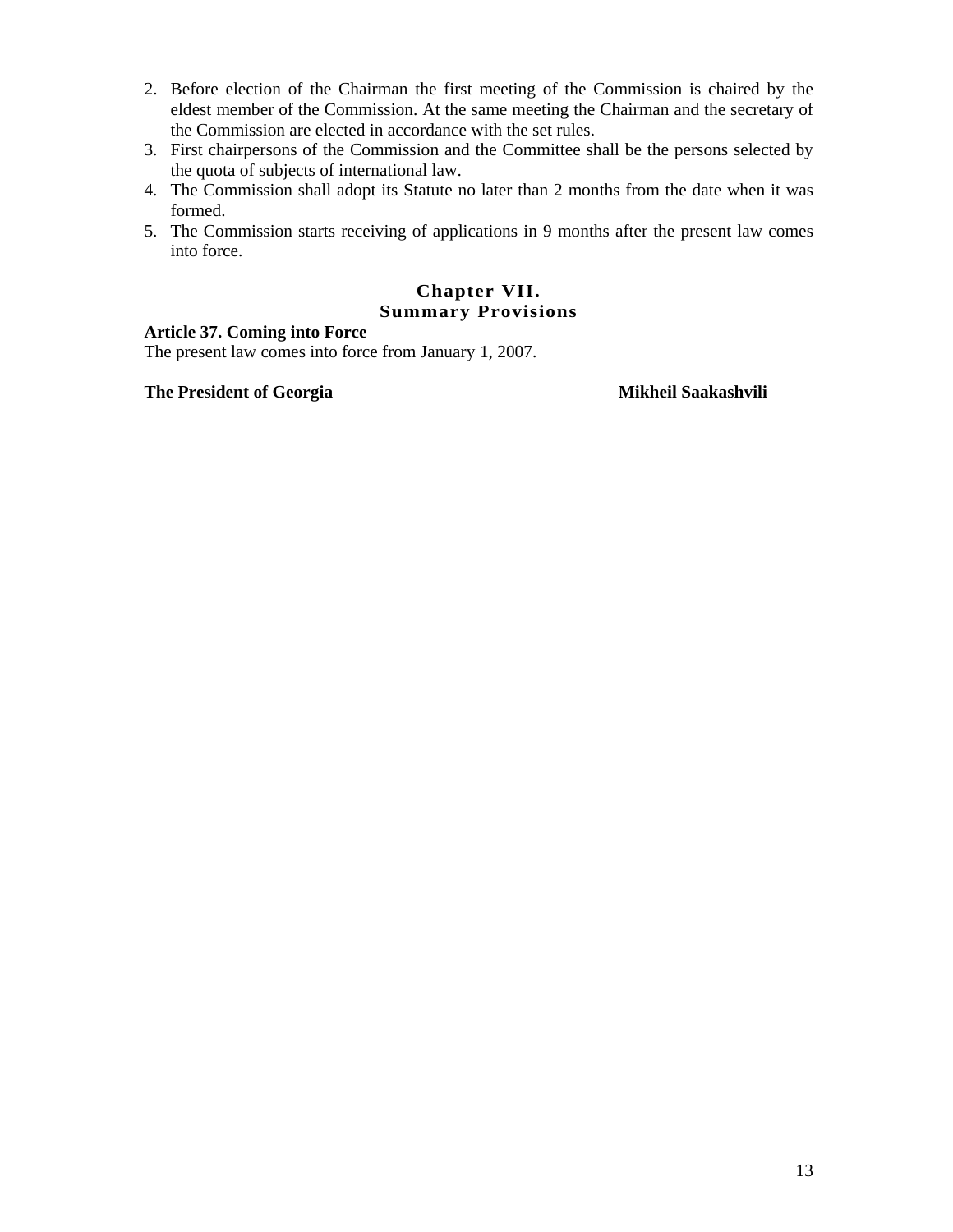2. Before election of the Chairman the first meeting of the Commission is chaired by the eldest member of the Commission. At the same meeting the Chairman and the secretary of the Commission are elected in accordance with the set rules.
3. First chairpersons of the Commission and the Committee shall be the persons selected by the quota of subjects of international law.
4. The Commission shall adopt its Statute no later than 2 months from the date when it was formed.
5. The Commission starts receiving of applications in 9 months after the present law comes into force.

## Chapter VII.
## Summary Provisions

**Article 37. Coming into Force**

The present law comes into force from January 1, 2007.

**The President of Georgia** **Mikheil Saakashvili**